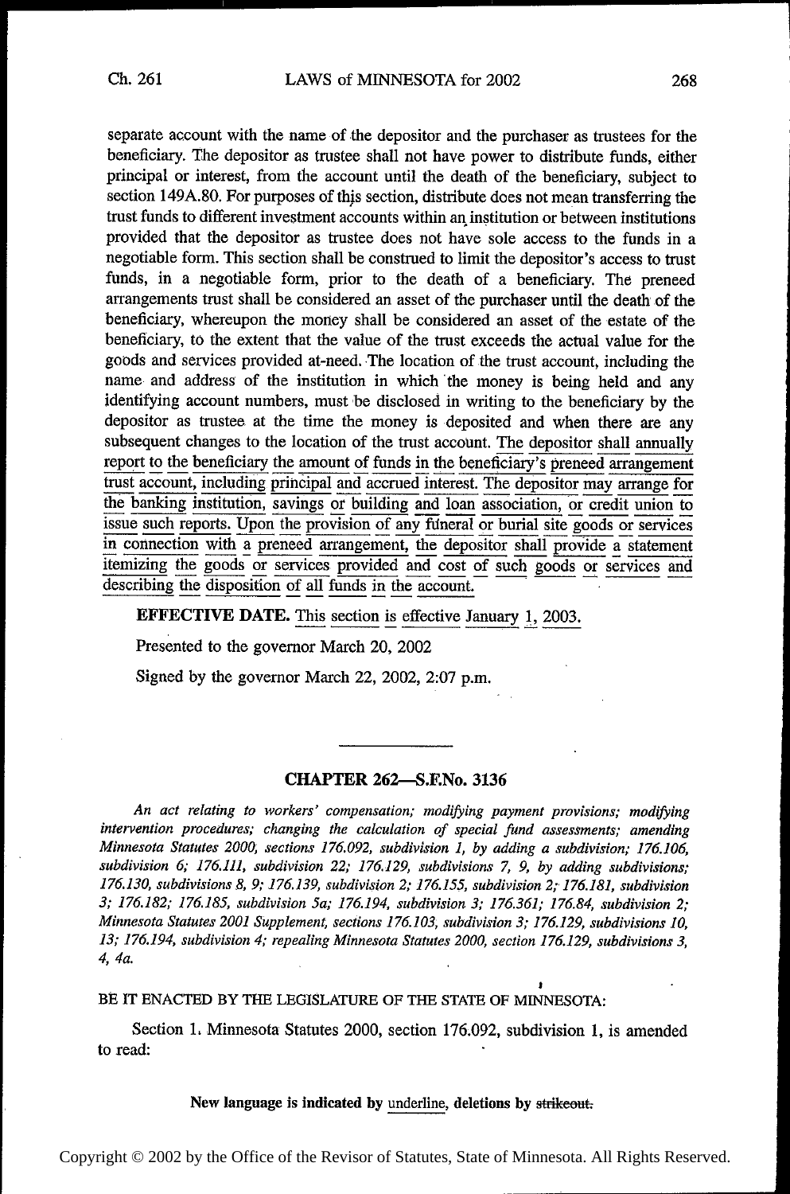separate account with the name of the depositor and the purchaser as trustees for the beneficiary. The depositor as trustee shall not have power to distribute funds, either principal or interest, from the account until the death of the beneficiary, subject to section 149A.80. For purposes of this section, distribute does not mean transferring the trust funds to different investment accounts within an institution or between institutions provided that the depositor as trustee does not have sole access to the funds in a negotiable form. This section shall be construed to limit the depositor's access to trust funds, in a negotiable form, prior to the death of a beneficiary. The preneed arrangements trust shall be considered an asset of the purchaser until the death of the beneficiary, whereupon the money shall be considered an asset of the estate of the beneficiary, to the extent that the value of the trust exceeds the actual value for the goods and services provided at-need. The location of the trust account, including the name and address of the institution in which the money is being held and any identifying account numbers, must be disclosed in writing to the beneficiary by the depositor as trustee at the time the money is deposited and when there are any subsequent changes to the location of the trust account. The depositor shall annually report to the beneficiary the amount of funds in the beneficiary's preneed arrangement trust account, including principal and accrued interest. The depositor may arrange for the banking institution, savings or building and loan association, or credit union to issue such reports. Upon the provision of any funeral or burial site goods or services in connection with a preneed arrangement, the depositor shall provide a statement itemizing the goods or services provided and cost of such goods or services and describing the disposition of all funds in the account.

**EFFECTIVE DATE.** This section is effective January 1, 2003.

Presented to the governor March 20, 2002

Signed by the governor March 22, 2002, 2:07 p.m.

---

## CHAPTER 262—S.F.No. 3136

*An act relating to workers' compensation; modifying payment provisions; modifying intervention procedures; changing the calculation of special fund assessments; amending Minnesota Statutes 2000, sections 176.092, subdivision 1, by adding a subdivision; 176.106, subdivision 6; 176.111, subdivision 22; 176.129, subdivisions 7, 9, by adding subdivisions; 176.130, subdivisions 8, 9; 176.139, subdivision 2; 176.155, subdivision 2; 176.181, subdivision 3; 176.182; 176.185, subdivision 5a; 176.194, subdivision 3; 176.361; 176.84, subdivision 2; Minnesota Statutes 2001 Supplement, sections 176.103, subdivision 3; 176.129, subdivisions 10, 13; 176.194, subdivision 4; repealing Minnesota Statutes 2000, section 176.129, subdivisions 3, 4, 4a.*

BE IT ENACTED BY THE LEGISLATURE OF THE STATE OF MINNESOTA:

Section 1. Minnesota Statutes 2000, section 176.092, subdivision 1, is amended to read:

**New language is indicated by underline, deletions by ~~strikeout.~~**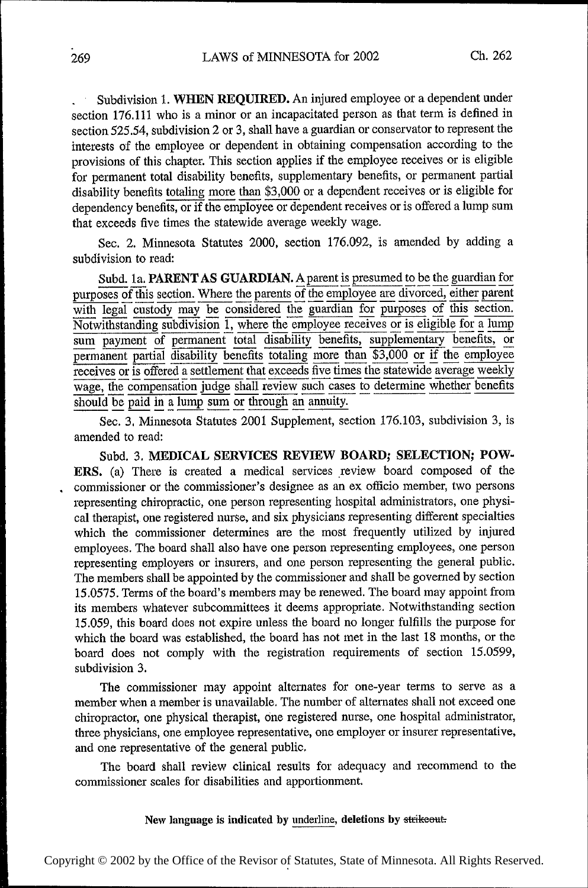Subdivision 1. **WHEN REQUIRED.** An injured employee or a dependent under section 176.111 who is a minor or an incapacitated person as that term is defined in section 525.54, subdivision 2 or 3, shall have a guardian or conservator to represent the interests of the employee or dependent in obtaining compensation according to the provisions of this chapter. This section applies if the employee receives or is eligible for permanent total disability benefits, supplementary benefits, or permanent partial disability benefits <u>totaling more than $3,000</u> or a dependent receives or is eligible for dependency benefits, <u>or if the employee or dependent receives or is offered a lump sum that exceeds five times the statewide average weekly wage</u>.

Sec. 2. Minnesota Statutes 2000, section 176.092, is amended by adding a subdivision to read:

<u>Subd. 1a.</u> **<u>PARENT AS GUARDIAN.</u>** <u>A parent is presumed to be the guardian for purposes of this section. Where the parents of the employee are divorced, either parent with legal custody may be considered the guardian for purposes of this section. Notwithstanding subdivision 1, where the employee receives or is eligible for a lump sum payment of permanent total disability benefits, supplementary benefits, or permanent partial disability benefits totaling more than $3,000 or if the employee receives or is offered a settlement that exceeds five times the statewide average weekly wage, the compensation judge shall review such cases to determine whether benefits should be paid in a lump sum or through an annuity.</u>

Sec. 3. Minnesota Statutes 2001 Supplement, section 176.103, subdivision 3, is amended to read:

Subd. 3. **MEDICAL SERVICES REVIEW BOARD; SELECTION; POWERS.** (a) There is created a medical services review board composed of the commissioner or the commissioner's designee as an ex officio member, two persons representing chiropractic, one person representing hospital administrators, one physical therapist, one registered nurse, and six physicians representing different specialties which the commissioner determines are the most frequently utilized by injured employees. The board shall also have one person representing employees, one person representing employers or insurers, and one person representing the general public. The members shall be appointed by the commissioner and shall be governed by section 15.0575. Terms of the board's members may be renewed. The board may appoint from its members whatever subcommittees it deems appropriate. Notwithstanding section 15.059, this board does not expire unless the board no longer fulfills the purpose for which the board was established, the board has not met in the last 18 months, or the board does not comply with the registration requirements of section 15.0599, subdivision 3.

The commissioner may appoint alternates for one-year terms to serve as a member when a member is unavailable. The number of alternates shall not exceed one chiropractor, one physical therapist, one registered nurse, one hospital administrator, three physicians, one employee representative, one employer or insurer representative, and one representative of the general public.

The board shall review clinical results for adequacy and recommend to the commissioner scales for disabilities and apportionment.

**New language is indicated by <u>underline</u>, deletions by ~~strikeout.~~**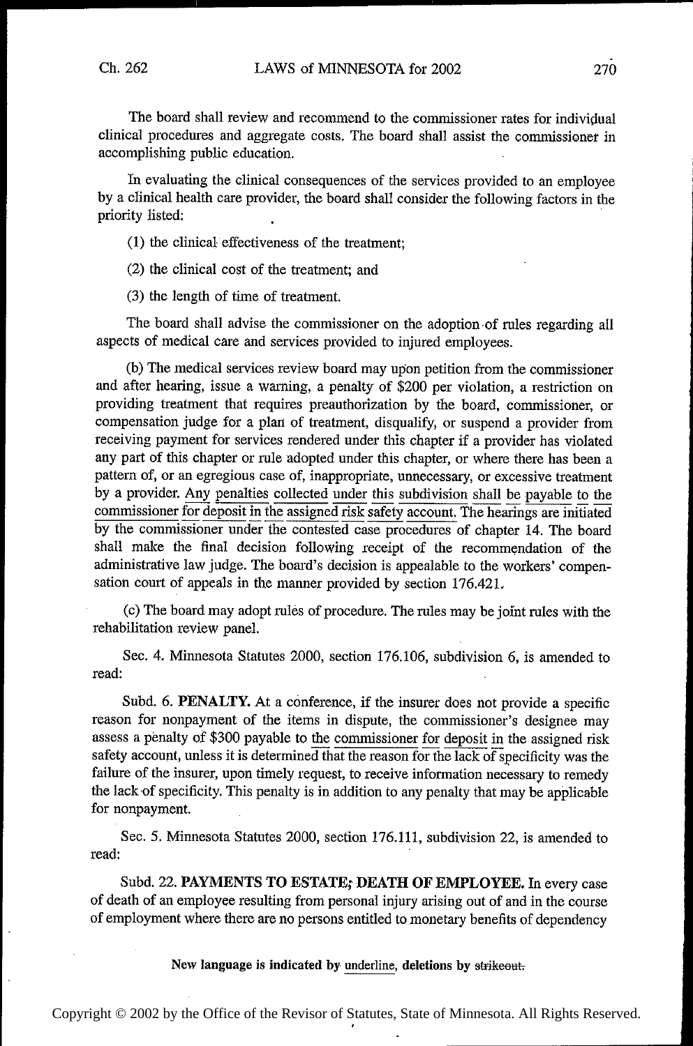The board shall review and recommend to the commissioner rates for individual clinical procedures and aggregate costs. The board shall assist the commissioner in accomplishing public education.

In evaluating the clinical consequences of the services provided to an employee by a clinical health care provider, the board shall consider the following factors in the priority listed:

(1) the clinical effectiveness of the treatment;

(2) the clinical cost of the treatment; and

(3) the length of time of treatment.

The board shall advise the commissioner on the adoption of rules regarding all aspects of medical care and services provided to injured employees.

(b) The medical services review board may upon petition from the commissioner and after hearing, issue a warning, a penalty of $200 per violation, a restriction on providing treatment that requires preauthorization by the board, commissioner, or compensation judge for a plan of treatment, disqualify, or suspend a provider from receiving payment for services rendered under this chapter if a provider has violated any part of this chapter or rule adopted under this chapter, or where there has been a pattern of, or an egregious case of, inappropriate, unnecessary, or excessive treatment by a provider. <u>Any penalties collected under this subdivision shall be payable to the commissioner for deposit in the assigned risk safety account.</u> The hearings are initiated by the commissioner under the contested case procedures of chapter 14. The board shall make the final decision following receipt of the recommendation of the administrative law judge. The board's decision is appealable to the workers' compensation court of appeals in the manner provided by section 176.421.

(c) The board may adopt rules of procedure. The rules may be joint rules with the rehabilitation review panel.

Sec. 4. Minnesota Statutes 2000, section 176.106, subdivision 6, is amended to read:

Subd. 6. **PENALTY.** At a conference, if the insurer does not provide a specific reason for nonpayment of the items in dispute, the commissioner's designee may assess a penalty of $300 payable to <u>the commissioner for deposit in</u> the assigned risk safety account, unless it is determined that the reason for the lack of specificity was the failure of the insurer, upon timely request, to receive information necessary to remedy the lack of specificity. This penalty is in addition to any penalty that may be applicable for nonpayment.

Sec. 5. Minnesota Statutes 2000, section 176.111, subdivision 22, is amended to read:

Subd. 22. **PAYMENTS TO ESTATE; DEATH OF EMPLOYEE.** In every case of death of an employee resulting from personal injury arising out of and in the course of employment where there are no persons entitled to monetary benefits of dependency

New language is indicated by <u>underline</u>, deletions by ~~strikeout.~~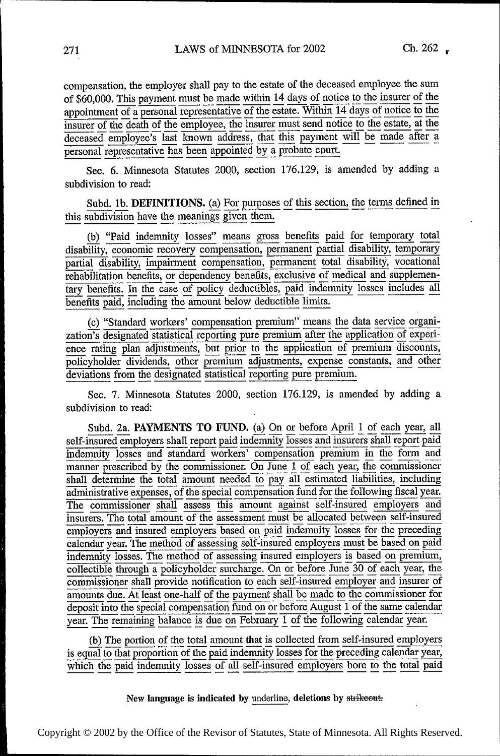compensation, the employer shall pay to the estate of the deceased employee the sum of $60,000. This payment must be made within 14 days of notice to the insurer of the appointment of a personal representative of the estate. Within 14 days of notice to the insurer of the death of the employee, the insurer must send notice to the estate, at the deceased employee's last known address, that this payment will be made after a personal representative has been appointed by a probate court.

Sec. 6. Minnesota Statutes 2000, section 176.129, is amended by adding a subdivision to read:

Subd. 1b. **DEFINITIONS.** (a) For purposes of this section, the terms defined in this subdivision have the meanings given them.

(b) "Paid indemnity losses" means gross benefits paid for temporary total disability, economic recovery compensation, permanent partial disability, temporary partial disability, impairment compensation, permanent total disability, vocational rehabilitation benefits, or dependency benefits, exclusive of medical and supplementary benefits. In the case of policy deductibles, paid indemnity losses includes all benefits paid, including the amount below deductible limits.

(c) "Standard workers' compensation premium" means the data service organization's designated statistical reporting pure premium after the application of experience rating plan adjustments, but prior to the application of premium discounts, policyholder dividends, other premium adjustments, expense constants, and other deviations from the designated statistical reporting pure premium.

Sec. 7. Minnesota Statutes 2000, section 176.129, is amended by adding a subdivision to read:

Subd. 2a. **PAYMENTS TO FUND.** (a) On or before April 1 of each year, all self-insured employers shall report paid indemnity losses and insurers shall report paid indemnity losses and standard workers' compensation premium in the form and manner prescribed by the commissioner. On June 1 of each year, the commissioner shall determine the total amount needed to pay all estimated liabilities, including administrative expenses, of the special compensation fund for the following fiscal year. The commissioner shall assess this amount against self-insured employers and insurers. The total amount of the assessment must be allocated between self-insured employers and insured employers based on paid indemnity losses for the preceding calendar year. The method of assessing self-insured employers must be based on paid indemnity losses. The method of assessing insured employers is based on premium, collectible through a policyholder surcharge. On or before June 30 of each year, the commissioner shall provide notification to each self-insured employer and insurer of amounts due. At least one-half of the payment shall be made to the commissioner for deposit into the special compensation fund on or before August 1 of the same calendar year. The remaining balance is due on February 1 of the following calendar year.

(b) The portion of the total amount that is collected from self-insured employers is equal to that proportion of the paid indemnity losses for the preceding calendar year, which the paid indemnity losses of all self-insured employers bore to the total paid

New language is indicated by underline, deletions by ~~strikeout.~~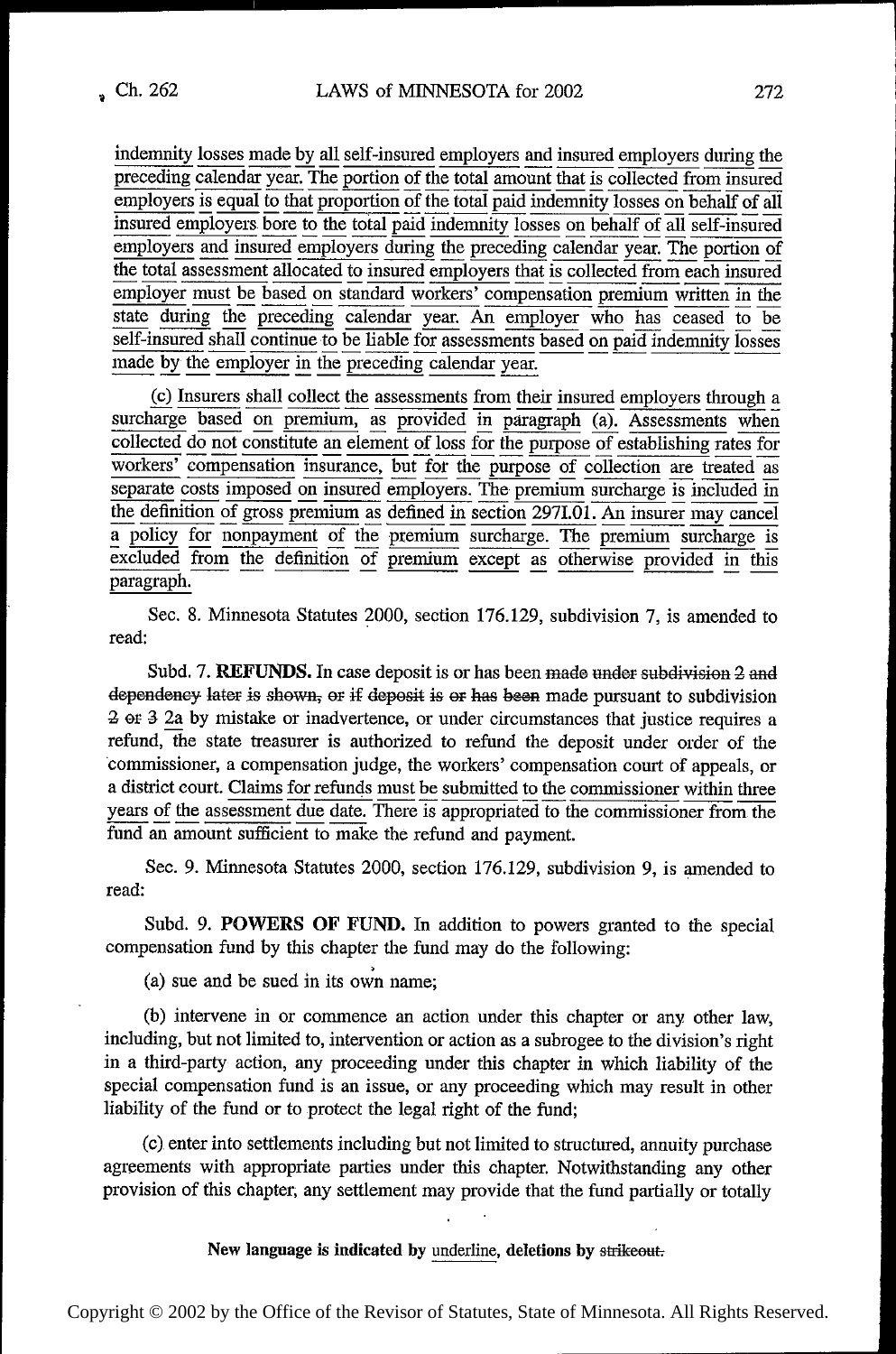indemnity losses made by all self-insured employers and insured employers during the preceding calendar year. The portion of the total amount that is collected from insured employers is equal to that proportion of the total paid indemnity losses on behalf of all insured employers bore to the total paid indemnity losses on behalf of all self-insured employers and insured employers during the preceding calendar year. The portion of the total assessment allocated to insured employers that is collected from each insured employer must be based on standard workers' compensation premium written in the state during the preceding calendar year. An employer who has ceased to be self-insured shall continue to be liable for assessments based on paid indemnity losses made by the employer in the preceding calendar year.

(c) Insurers shall collect the assessments from their insured employers through a surcharge based on premium, as provided in paragraph (a). Assessments when collected do not constitute an element of loss for the purpose of establishing rates for workers' compensation insurance, but for the purpose of collection are treated as separate costs imposed on insured employers. The premium surcharge is included in the definition of gross premium as defined in section 297I.01. An insurer may cancel a policy for nonpayment of the premium surcharge. The premium surcharge is excluded from the definition of premium except as otherwise provided in this paragraph.

Sec. 8. Minnesota Statutes 2000, section 176.129, subdivision 7, is amended to read:

Subd. 7. **REFUNDS.** In case deposit is or has been ~~made under subdivision 2 and dependency later is shown, or if deposit is or has been~~ made pursuant to subdivision ~~2 or 3~~ 2a by mistake or inadvertence, or under circumstances that justice requires a refund, the state treasurer is authorized to refund the deposit under order of the commissioner, a compensation judge, the workers' compensation court of appeals, or a district court. Claims for refunds must be submitted to the commissioner within three years of the assessment due date. There is appropriated to the commissioner from the fund an amount sufficient to make the refund and payment.

Sec. 9. Minnesota Statutes 2000, section 176.129, subdivision 9, is amended to read:

Subd. 9. **POWERS OF FUND.** In addition to powers granted to the special compensation fund by this chapter the fund may do the following:

(a) sue and be sued in its own name;

(b) intervene in or commence an action under this chapter or any other law, including, but not limited to, intervention or action as a subrogee to the division's right in a third-party action, any proceeding under this chapter in which liability of the special compensation fund is an issue, or any proceeding which may result in other liability of the fund or to protect the legal right of the fund;

(c) enter into settlements including but not limited to structured, annuity purchase agreements with appropriate parties under this chapter. Notwithstanding any other provision of this chapter, any settlement may provide that the fund partially or totally

**New language is indicated by underline, deletions by ~~strikeout.~~**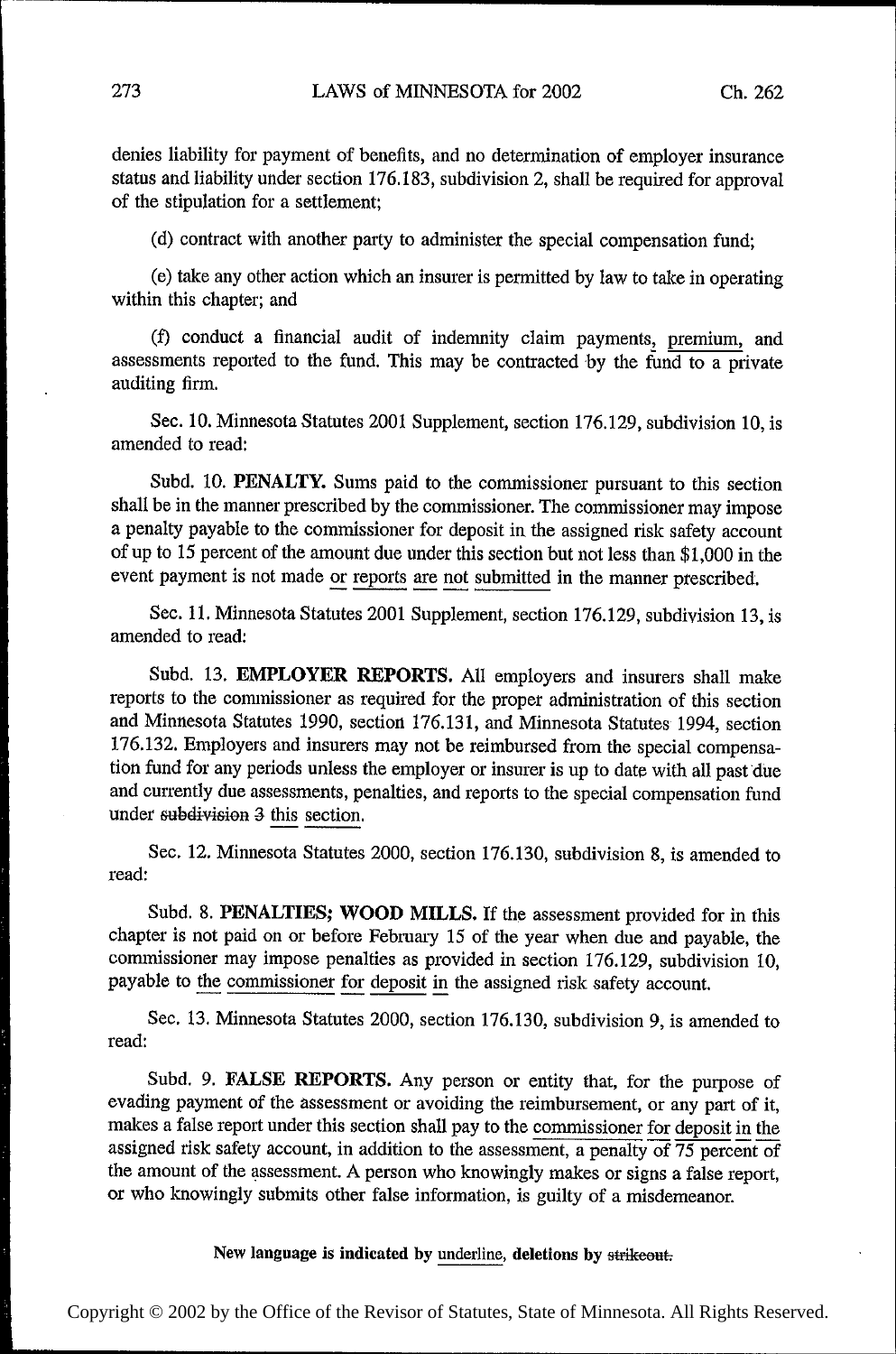denies liability for payment of benefits, and no determination of employer insurance status and liability under section 176.183, subdivision 2, shall be required for approval of the stipulation for a settlement;

(d) contract with another party to administer the special compensation fund;

(e) take any other action which an insurer is permitted by law to take in operating within this chapter; and

(f) conduct a financial audit of indemnity claim payments, <u>premium,</u> and assessments reported to the fund. This may be contracted by the fund to a private auditing firm.

Sec. 10. Minnesota Statutes 2001 Supplement, section 176.129, subdivision 10, is amended to read:

Subd. 10. **PENALTY.** Sums paid to the commissioner pursuant to this section shall be in the manner prescribed by the commissioner. The commissioner may impose a penalty payable to the commissioner for deposit in the assigned risk safety account of up to 15 percent of the amount due under this section but not less than $1,000 in the event payment is not made <u>or reports are not submitted</u> in the manner prescribed.

Sec. 11. Minnesota Statutes 2001 Supplement, section 176.129, subdivision 13, is amended to read:

Subd. 13. **EMPLOYER REPORTS.** All employers and insurers shall make reports to the commissioner as required for the proper administration of this section and Minnesota Statutes 1990, section 176.131, and Minnesota Statutes 1994, section 176.132. Employers and insurers may not be reimbursed from the special compensation fund for any periods unless the employer or insurer is up to date with all past due and currently due assessments, penalties, and reports to the special compensation fund under ~~subdivision 3~~ <u>this section</u>.

Sec. 12. Minnesota Statutes 2000, section 176.130, subdivision 8, is amended to read:

Subd. 8. **PENALTIES; WOOD MILLS.** If the assessment provided for in this chapter is not paid on or before February 15 of the year when due and payable, the commissioner may impose penalties as provided in section 176.129, subdivision 10, payable to <u>the commissioner for deposit in</u> the assigned risk safety account.

Sec. 13. Minnesota Statutes 2000, section 176.130, subdivision 9, is amended to read:

Subd. 9. **FALSE REPORTS.** Any person or entity that, for the purpose of evading payment of the assessment or avoiding the reimbursement, or any part of it, makes a false report under this section shall pay to the <u>commissioner for deposit in the</u> assigned risk safety account, in addition to the assessment, a penalty of 75 percent of the amount of the assessment. A person who knowingly makes or signs a false report, or who knowingly submits other false information, is guilty of a misdemeanor.

**New language is indicated by <u>underline</u>, deletions by ~~strikeout~~.**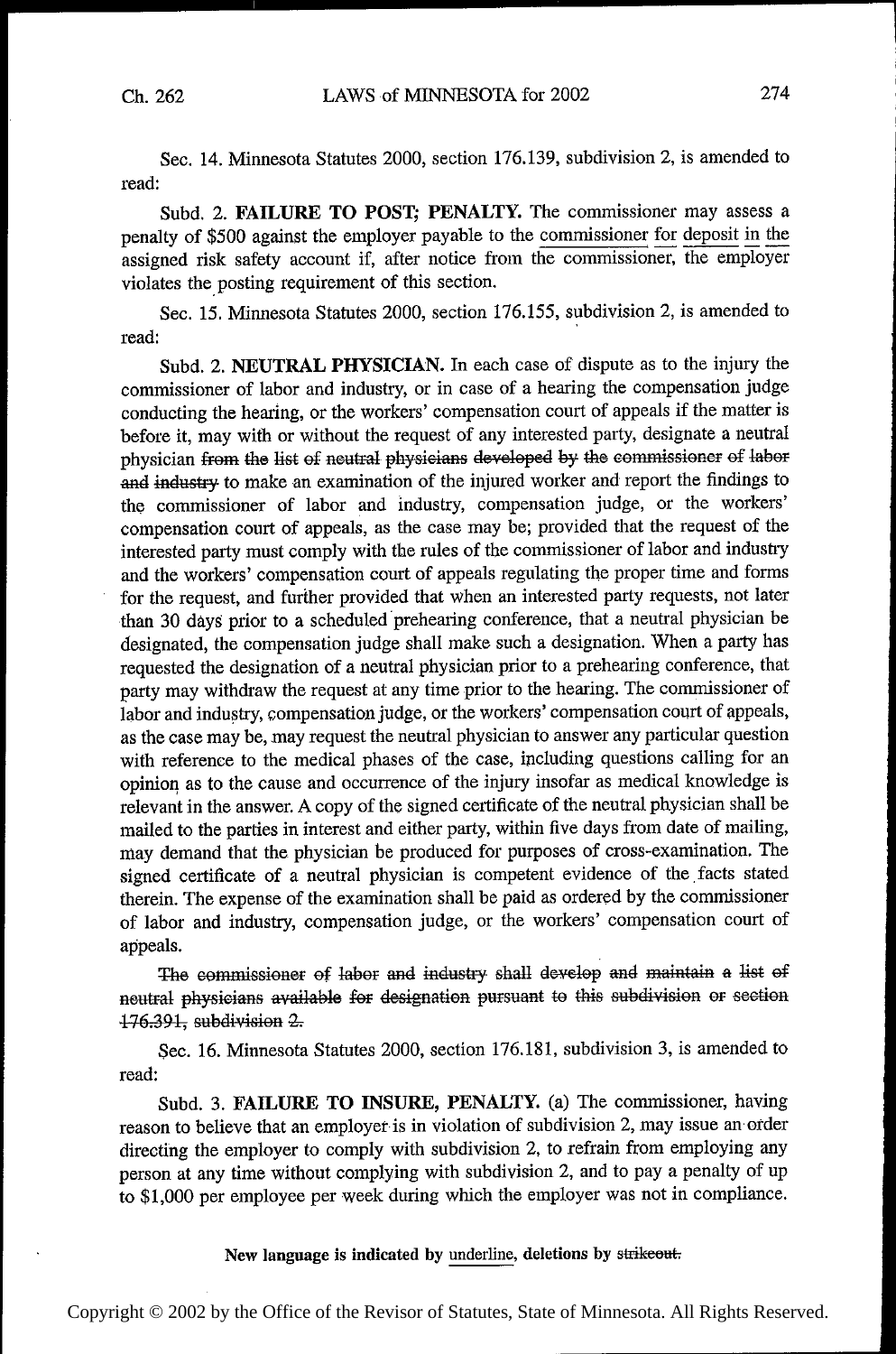Sec. 14. Minnesota Statutes 2000, section 176.139, subdivision 2, is amended to read:

Subd. 2. **FAILURE TO POST; PENALTY.** The commissioner may assess a penalty of $500 against the employer payable to the <u>commissioner for deposit in the</u> assigned risk safety account if, after notice from the commissioner, the employer violates the posting requirement of this section.

Sec. 15. Minnesota Statutes 2000, section 176.155, subdivision 2, is amended to read:

Subd. 2. **NEUTRAL PHYSICIAN.** In each case of dispute as to the injury the commissioner of labor and industry, or in case of a hearing the compensation judge conducting the hearing, or the workers' compensation court of appeals if the matter is before it, may with or without the request of any interested party, designate a neutral physician ~~from the list of neutral physicians developed by the commissioner of labor and industry~~ to make an examination of the injured worker and report the findings to the commissioner of labor and industry, compensation judge, or the workers' compensation court of appeals, as the case may be; provided that the request of the interested party must comply with the rules of the commissioner of labor and industry and the workers' compensation court of appeals regulating the proper time and forms for the request, and further provided that when an interested party requests, not later than 30 days prior to a scheduled prehearing conference, that a neutral physician be designated, the compensation judge shall make such a designation. When a party has requested the designation of a neutral physician prior to a prehearing conference, that party may withdraw the request at any time prior to the hearing. The commissioner of labor and industry, compensation judge, or the workers' compensation court of appeals, as the case may be, may request the neutral physician to answer any particular question with reference to the medical phases of the case, including questions calling for an opinion as to the cause and occurrence of the injury insofar as medical knowledge is relevant in the answer. A copy of the signed certificate of the neutral physician shall be mailed to the parties in interest and either party, within five days from date of mailing, may demand that the physician be produced for purposes of cross-examination. The signed certificate of a neutral physician is competent evidence of the facts stated therein. The expense of the examination shall be paid as ordered by the commissioner of labor and industry, compensation judge, or the workers' compensation court of appeals.

~~The commissioner of labor and industry shall develop and maintain a list of neutral physicians available for designation pursuant to this subdivision or section 176.391, subdivision 2.~~

Sec. 16. Minnesota Statutes 2000, section 176.181, subdivision 3, is amended to read:

Subd. 3. **FAILURE TO INSURE, PENALTY.** (a) The commissioner, having reason to believe that an employer is in violation of subdivision 2, may issue an order directing the employer to comply with subdivision 2, to refrain from employing any person at any time without complying with subdivision 2, and to pay a penalty of up to $1,000 per employee per week during which the employer was not in compliance.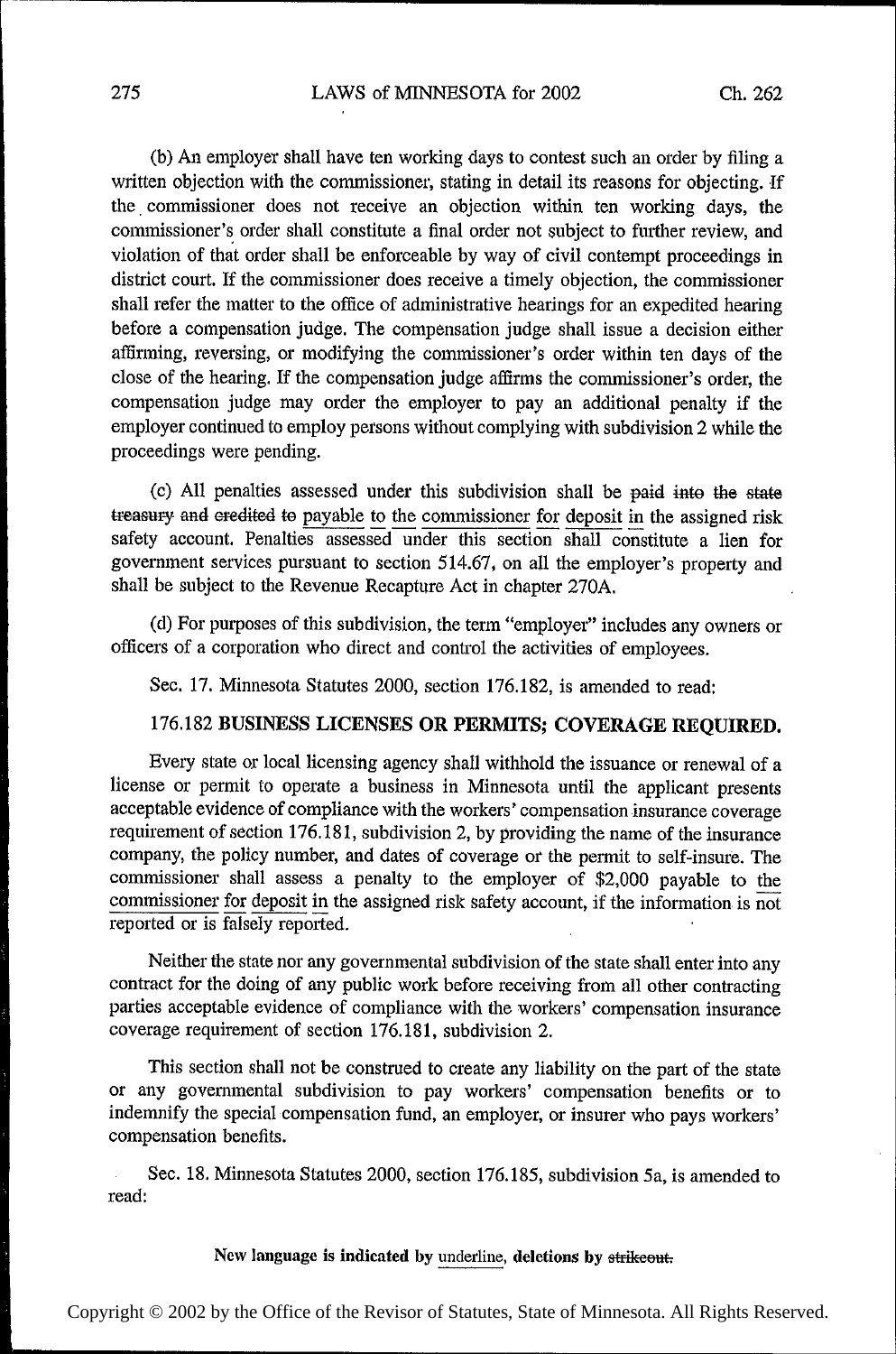(b) An employer shall have ten working days to contest such an order by filing a written objection with the commissioner, stating in detail its reasons for objecting. If the commissioner does not receive an objection within ten working days, the commissioner's order shall constitute a final order not subject to further review, and violation of that order shall be enforceable by way of civil contempt proceedings in district court. If the commissioner does receive a timely objection, the commissioner shall refer the matter to the office of administrative hearings for an expedited hearing before a compensation judge. The compensation judge shall issue a decision either affirming, reversing, or modifying the commissioner's order within ten days of the close of the hearing. If the compensation judge affirms the commissioner's order, the compensation judge may order the employer to pay an additional penalty if the employer continued to employ persons without complying with subdivision 2 while the proceedings were pending.

(c) All penalties assessed under this subdivision shall be ~~paid into the state treasury and credited to~~ <u>payable</u> <u>to</u> <u>the</u> <u>commissioner</u> <u>for</u> <u>deposit</u> <u>in</u> the assigned risk safety account. Penalties assessed under this section shall constitute a lien for government services pursuant to section 514.67, on all the employer's property and shall be subject to the Revenue Recapture Act in chapter 270A.

(d) For purposes of this subdivision, the term "employer" includes any owners or officers of a corporation who direct and control the activities of employees.

Sec. 17. Minnesota Statutes 2000, section 176.182, is amended to read:

### 176.182 BUSINESS LICENSES OR PERMITS; COVERAGE REQUIRED.

Every state or local licensing agency shall withhold the issuance or renewal of a license or permit to operate a business in Minnesota until the applicant presents acceptable evidence of compliance with the workers' compensation insurance coverage requirement of section 176.181, subdivision 2, by providing the name of the insurance company, the policy number, and dates of coverage or the permit to self-insure. The commissioner shall assess a penalty to the employer of $2,000 payable to <u>the</u> <u>commissioner</u> <u>for</u> <u>deposit</u> <u>in</u> the assigned risk safety account, if the information is not reported or is falsely reported.

Neither the state nor any governmental subdivision of the state shall enter into any contract for the doing of any public work before receiving from all other contracting parties acceptable evidence of compliance with the workers' compensation insurance coverage requirement of section 176.181, subdivision 2.

This section shall not be construed to create any liability on the part of the state or any governmental subdivision to pay workers' compensation benefits or to indemnify the special compensation fund, an employer, or insurer who pays workers' compensation benefits.

Sec. 18. Minnesota Statutes 2000, section 176.185, subdivision 5a, is amended to read: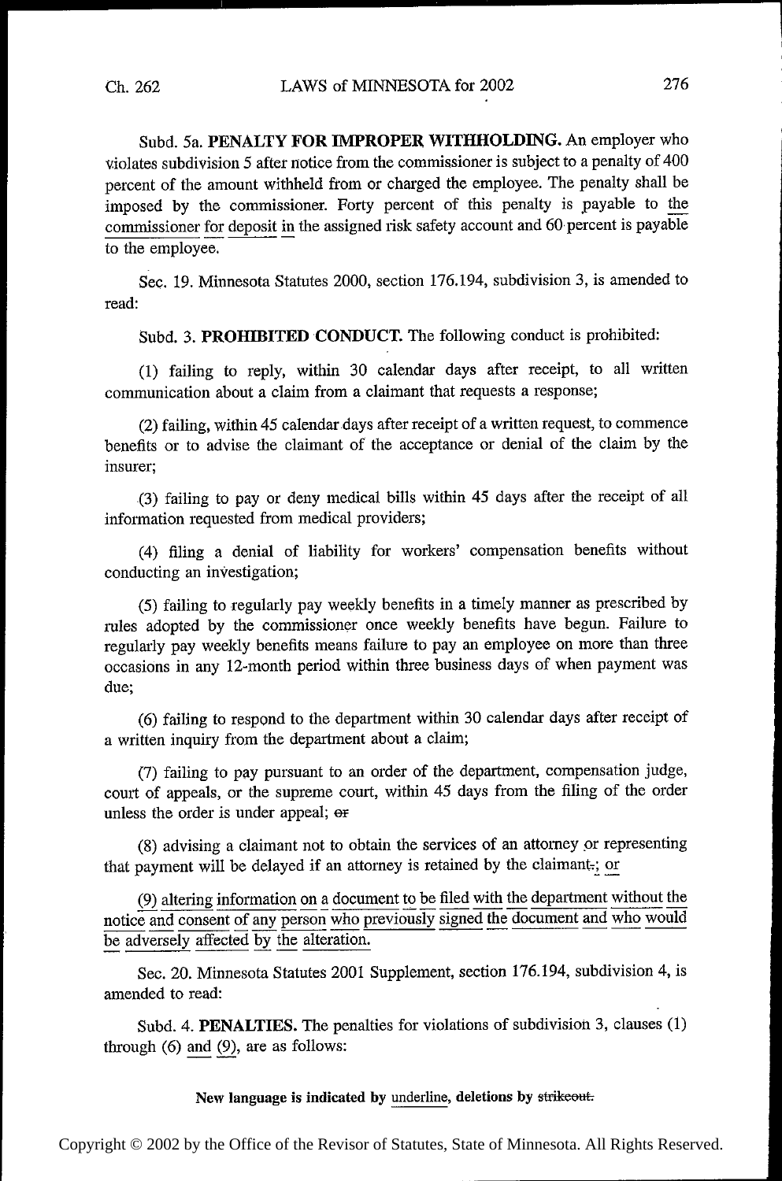Subd. 5a. **PENALTY FOR IMPROPER WITHHOLDING.** An employer who violates subdivision 5 after notice from the commissioner is subject to a penalty of 400 percent of the amount withheld from or charged the employee. The penalty shall be imposed by the commissioner. Forty percent of this penalty is payable to the commissioner for deposit in the assigned risk safety account and 60 percent is payable to the employee.

Sec. 19. Minnesota Statutes 2000, section 176.194, subdivision 3, is amended to read:

Subd. 3. **PROHIBITED CONDUCT.** The following conduct is prohibited:

(1) failing to reply, within 30 calendar days after receipt, to all written communication about a claim from a claimant that requests a response;

(2) failing, within 45 calendar days after receipt of a written request, to commence benefits or to advise the claimant of the acceptance or denial of the claim by the insurer;

(3) failing to pay or deny medical bills within 45 days after the receipt of all information requested from medical providers;

(4) filing a denial of liability for workers' compensation benefits without conducting an investigation;

(5) failing to regularly pay weekly benefits in a timely manner as prescribed by rules adopted by the commissioner once weekly benefits have begun. Failure to regularly pay weekly benefits means failure to pay an employee on more than three occasions in any 12-month period within three business days of when payment was due;

(6) failing to respond to the department within 30 calendar days after receipt of a written inquiry from the department about a claim;

(7) failing to pay pursuant to an order of the department, compensation judge, court of appeals, or the supreme court, within 45 days from the filing of the order unless the order is under appeal; ~~or~~

(8) advising a claimant not to obtain the services of an attorney or representing that payment will be delayed if an attorney is retained by the claimant~~.~~; or

(9) altering information on a document to be filed with the department without the notice and consent of any person who previously signed the document and who would be adversely affected by the alteration.

Sec. 20. Minnesota Statutes 2001 Supplement, section 176.194, subdivision 4, is amended to read:

Subd. 4. **PENALTIES.** The penalties for violations of subdivision 3, clauses (1) through (6) and (9), are as follows:

**New language is indicated by underline, deletions by ~~strikeout.~~**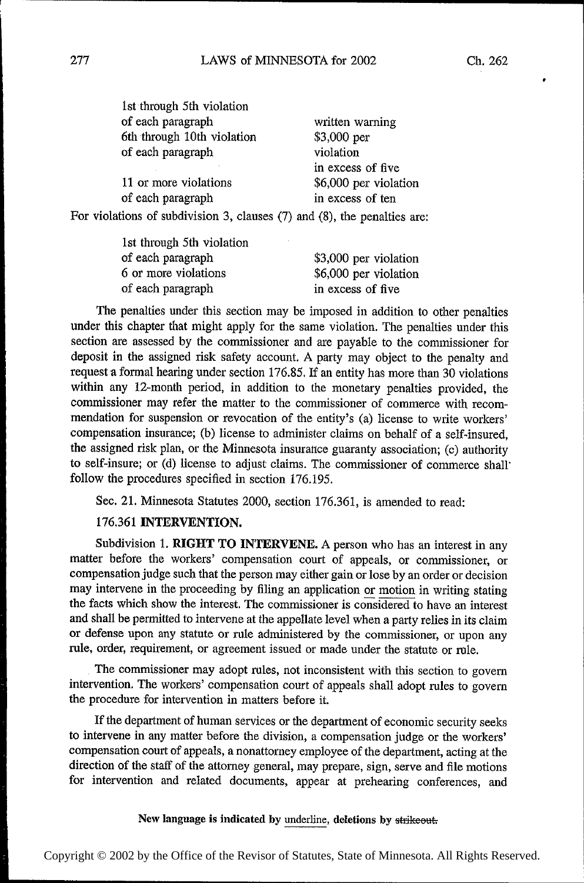| | |
|---|---|
| 1st through 5th violation of each paragraph | written warning |
| 6th through 10th violation of each paragraph | $3,000 per violation in excess of five |
| 11 or more violations of each paragraph | $6,000 per violation in excess of ten |

For violations of subdivision 3, clauses (7) and (8), the penalties are:

| | |
|---|---|
| 1st through 5th violation of each paragraph | $3,000 per violation |
| 6 or more violations of each paragraph | $6,000 per violation in excess of five |

The penalties under this section may be imposed in addition to other penalties under this chapter that might apply for the same violation. The penalties under this section are assessed by the commissioner and are payable to the commissioner for deposit in the assigned risk safety account. A party may object to the penalty and request a formal hearing under section 176.85. If an entity has more than 30 violations within any 12-month period, in addition to the monetary penalties provided, the commissioner may refer the matter to the commissioner of commerce with recommendation for suspension or revocation of the entity's (a) license to write workers' compensation insurance; (b) license to administer claims on behalf of a self-insured, the assigned risk plan, or the Minnesota insurance guaranty association; (c) authority to self-insure; or (d) license to adjust claims. The commissioner of commerce shall follow the procedures specified in section 176.195.

Sec. 21. Minnesota Statutes 2000, section 176.361, is amended to read:

176.361 **INTERVENTION.**

Subdivision 1. **RIGHT TO INTERVENE.** A person who has an interest in any matter before the workers' compensation court of appeals, or commissioner, or compensation judge such that the person may either gain or lose by an order or decision may intervene in the proceeding by filing an application or motion in writing stating the facts which show the interest. The commissioner is considered to have an interest and shall be permitted to intervene at the appellate level when a party relies in its claim or defense upon any statute or rule administered by the commissioner, or upon any rule, order, requirement, or agreement issued or made under the statute or rule.

The commissioner may adopt rules, not inconsistent with this section to govern intervention. The workers' compensation court of appeals shall adopt rules to govern the procedure for intervention in matters before it.

If the department of human services or the department of economic security seeks to intervene in any matter before the division, a compensation judge or the workers' compensation court of appeals, a nonattorney employee of the department, acting at the direction of the staff of the attorney general, may prepare, sign, serve and file motions for intervention and related documents, appear at prehearing conferences, and

New language is indicated by underline, deletions by ~~strikeout.~~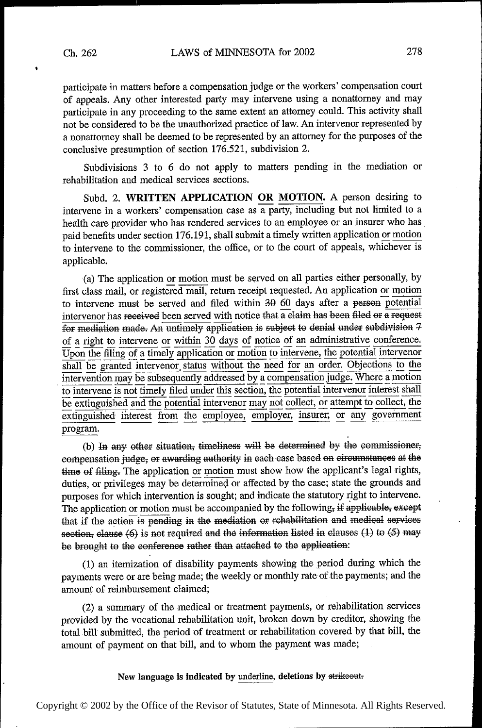participate in matters before a compensation judge or the workers' compensation court of appeals. Any other interested party may intervene using a nonattorney and may participate in any proceeding to the same extent an attorney could. This activity shall not be considered to be the unauthorized practice of law. An intervenor represented by a nonattorney shall be deemed to be represented by an attorney for the purposes of the conclusive presumption of section 176.521, subdivision 2.

Subdivisions 3 to 6 do not apply to matters pending in the mediation or rehabilitation and medical services sections.

Subd. 2. **WRITTEN APPLICATION <u>OR</u> <u>MOTION</u>.** A person desiring to intervene in a workers' compensation case as <u>a party, including but not limited to a health care provider who has rendered services to an employee or an insurer who has paid benefits under section 176.191,</u> shall submit a timely written application <u>or motion</u> to intervene to the commissioner, the office, or to the court of appeals, whichever is applicable.

(a) The application <u>or motion</u> must be served on all parties either personally, by first class mail, or registered mail, return receipt requested. An application <u>or motion</u> to intervene must be served and filed within ~~30~~ <u>60</u> days after a ~~person~~ <u>potential intervenor</u> has ~~received~~ <u>been served with</u> notice ~~that a claim has been filed or a request for mediation made. An untimely application is subject to denial under subdivision 7~~ <u>of a right to intervene or within 30 days of notice of an administrative conference. Upon the filing of a timely application or motion to intervene, the potential intervenor shall be granted intervenor status without the need for an order. Objections to the intervention may be subsequently addressed by a compensation judge. Where a motion to intervene is not timely filed under this section, the potential intervenor interest shall be extinguished and the potential intervenor may not collect, or attempt to collect, the extinguished interest from the employee, employer, insurer, or any government program.</u>

(b) ~~In any other situation, timeliness will be determined by the commissioner, compensation judge, or awarding authority in each case based on circumstances at the time of filing.~~ The application <u>or motion</u> must show how the applicant's legal rights, duties, or privileges may be determined or affected by the case; state the grounds and purposes for which intervention is sought; and indicate the statutory right to intervene. The application <u>or motion</u> must be accompanied by the following~~, if applicable, except that if the action is pending in the mediation or rehabilitation and medical services section, clause (6) is not required and the information listed in clauses (1) to (5) may be brought to the conference rather than attached to the application~~:

(1) an itemization of disability payments showing the period during which the payments were or are being made; the weekly or monthly rate of the payments; and the amount of reimbursement claimed;

(2) a summary of the medical or treatment payments, or rehabilitation services provided by the vocational rehabilitation unit, broken down by creditor, showing the total bill submitted, the period of treatment or rehabilitation covered by that bill, the amount of payment on that bill, and to whom the payment was made;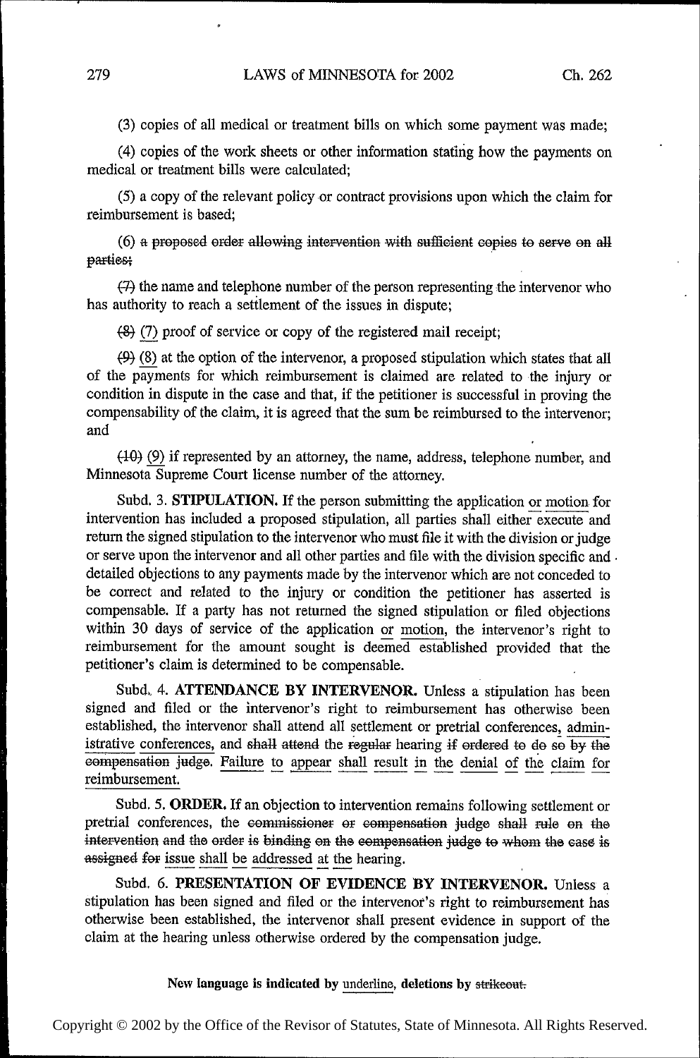(3) copies of all medical or treatment bills on which some payment was made;

(4) copies of the work sheets or other information stating how the payments on medical or treatment bills were calculated;

(5) a copy of the relevant policy or contract provisions upon which the claim for reimbursement is based;

(6) ~~a proposed order allowing intervention with sufficient copies to serve on all parties;~~

~~(7)~~ the name and telephone number of the person representing the intervenor who has authority to reach a settlement of the issues in dispute;

~~(8)~~ <u>(7)</u> proof of service or copy of the registered mail receipt;

~~(9)~~ <u>(8)</u> at the option of the intervenor, a proposed stipulation which states that all of the payments for which reimbursement is claimed are related to the injury or condition in dispute in the case and that, if the petitioner is successful in proving the compensability of the claim, it is agreed that the sum be reimbursed to the intervenor; and

~~(10)~~ <u>(9)</u> if represented by an attorney, the name, address, telephone number, and Minnesota Supreme Court license number of the attorney.

Subd. 3. **STIPULATION.** If the person submitting the application <u>or motion</u> for intervention has included a proposed stipulation, all parties shall either execute and return the signed stipulation to the intervenor who must file it with the division or judge or serve upon the intervenor and all other parties and file with the division specific and detailed objections to any payments made by the intervenor which are not conceded to be correct and related to the injury or condition the petitioner has asserted is compensable. If a party has not returned the signed stipulation or filed objections within 30 days of service of the application <u>or motion</u>, the intervenor's right to reimbursement for the amount sought is deemed established provided that the petitioner's claim is determined to be compensable.

Subd. 4. **ATTENDANCE BY INTERVENOR.** Unless a stipulation has been signed and filed or the intervenor's right to reimbursement has otherwise been established, the intervenor shall attend all settlement or pretrial conferences, <u>administrative conferences,</u> and ~~shall attend~~ the ~~regular~~ hearing ~~if ordered to do so by the compensation judge~~. <u>Failure to appear shall result in the denial of the claim for reimbursement.</u>

Subd. 5. **ORDER.** If an objection to intervention remains following settlement or pretrial conferences, the ~~commissioner or compensation judge shall rule on the intervention and the order is binding on the compensation judge to whom the case is assigned for~~ <u>issue shall be addressed at the</u> hearing.

Subd. 6. **PRESENTATION OF EVIDENCE BY INTERVENOR.** Unless a stipulation has been signed and filed or the intervenor's right to reimbursement has otherwise been established, the intervenor shall present evidence in support of the claim at the hearing unless otherwise ordered by the compensation judge.

**New language is indicated by** <u>underline</u>, **deletions by** ~~strikeout.~~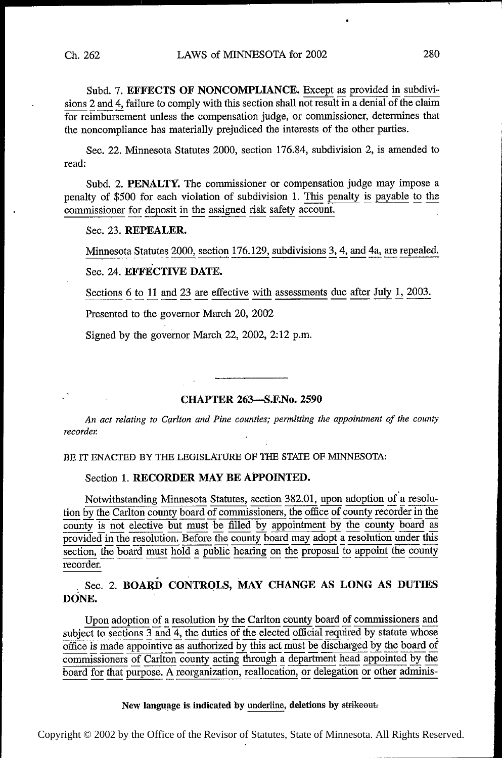Subd. 7. **EFFECTS OF NONCOMPLIANCE.** Except as provided in subdivisions 2 and 4, failure to comply with this section shall not result in a denial of the claim for reimbursement unless the compensation judge, or commissioner, determines that the noncompliance has materially prejudiced the interests of the other parties.

Sec. 22. Minnesota Statutes 2000, section 176.84, subdivision 2, is amended to read:

Subd. 2. **PENALTY.** The commissioner or compensation judge may impose a penalty of $500 for each violation of subdivision 1. This penalty is payable to the commissioner for deposit in the assigned risk safety account.

Sec. 23. **REPEALER.**

Minnesota Statutes 2000, section 176.129, subdivisions 3, 4, and 4a, are repealed.

Sec. 24. **EFFECTIVE DATE.**

Sections 6 to 11 and 23 are effective with assessments due after July 1, 2003.

Presented to the governor March 20, 2002

Signed by the governor March 22, 2002, 2:12 p.m.

---

## CHAPTER 263—S.F.No. 2590

*An act relating to Carlton and Pine counties; permitting the appointment of the county recorder.*

BE IT ENACTED BY THE LEGISLATURE OF THE STATE OF MINNESOTA:

Section 1. **RECORDER MAY BE APPOINTED.**

Notwithstanding Minnesota Statutes, section 382.01, upon adoption of a resolution by the Carlton county board of commissioners, the office of county recorder in the county is not elective but must be filled by appointment by the county board as provided in the resolution. Before the county board may adopt a resolution under this section, the board must hold a public hearing on the proposal to appoint the county recorder.

Sec. 2. **BOARD CONTROLS, MAY CHANGE AS LONG AS DUTIES DONE.**

Upon adoption of a resolution by the Carlton county board of commissioners and subject to sections 3 and 4, the duties of the elected official required by statute whose office is made appointive as authorized by this act must be discharged by the board of commissioners of Carlton county acting through a department head appointed by the board for that purpose. A reorganization, reallocation, or delegation or other adminis-

New language is indicated by underline, deletions by ~~strikeout.~~

Copyright © 2002 by the Office of the Revisor of Statutes, State of Minnesota. All Rights Reserved.